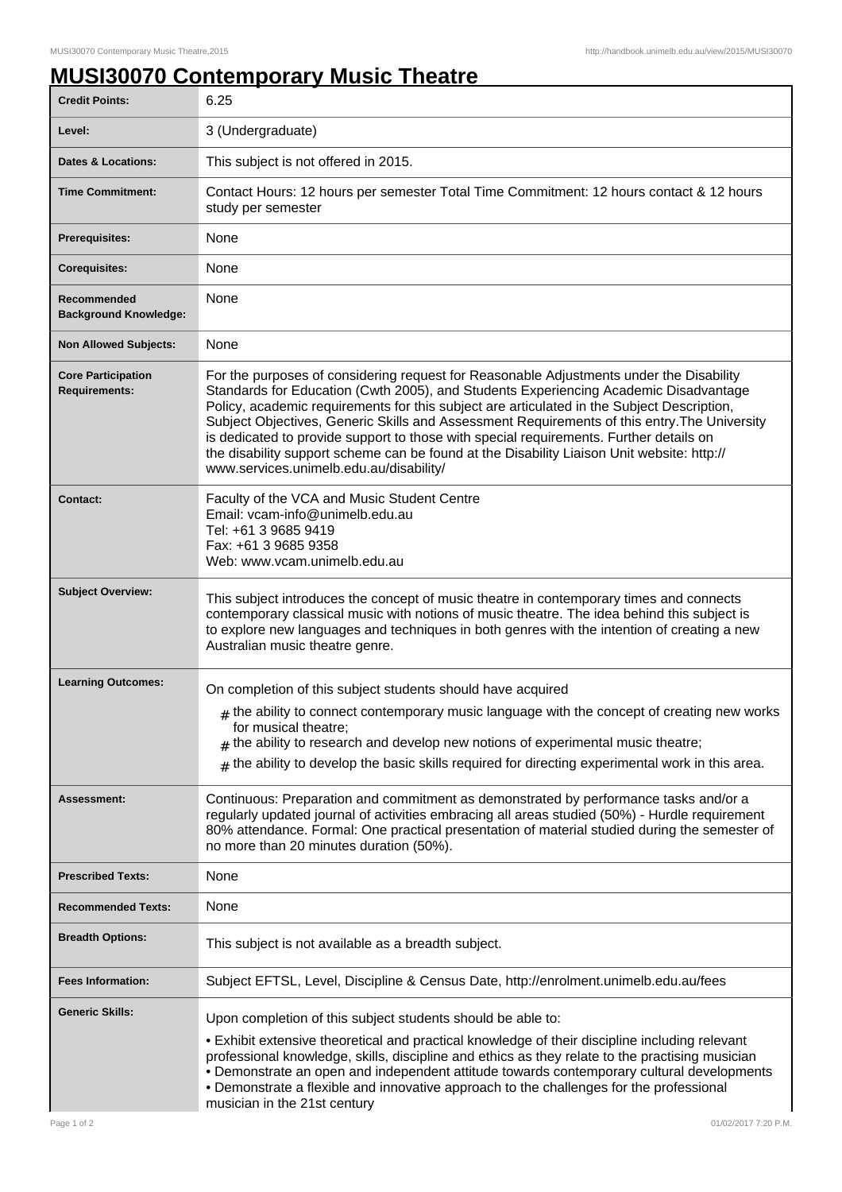# MUSI30070 Contemporary Music Theatre

| | |
|---|---|
| **Credit Points:** | 6.25 |
| **Level:** | 3 (Undergraduate) |
| **Dates & Locations:** | This subject is not offered in 2015. |
| **Time Commitment:** | Contact Hours: 12 hours per semester Total Time Commitment: 12 hours contact & 12 hours study per semester |
| **Prerequisites:** | None |
| **Corequisites:** | None |
| **Recommended Background Knowledge:** | None |
| **Non Allowed Subjects:** | None |
| **Core Participation Requirements:** | For the purposes of considering request for Reasonable Adjustments under the Disability Standards for Education (Cwth 2005), and Students Experiencing Academic Disadvantage Policy, academic requirements for this subject are articulated in the Subject Description, Subject Objectives, Generic Skills and Assessment Requirements of this entry.The University is dedicated to provide support to those with special requirements. Further details on the disability support scheme can be found at the Disability Liaison Unit website: http://www.services.unimelb.edu.au/disability/ |
| **Contact:** | Faculty of the VCA and Music Student Centre<br>Email: vcam-info@unimelb.edu.au<br>Tel: +61 3 9685 9419<br>Fax: +61 3 9685 9358<br>Web: www.vcam.unimelb.edu.au |
| **Subject Overview:** | This subject introduces the concept of music theatre in contemporary times and connects contemporary classical music with notions of music theatre. The idea behind this subject is to explore new languages and techniques in both genres with the intention of creating a new Australian music theatre genre. |
| **Learning Outcomes:** | On completion of this subject students should have acquired<br># the ability to connect contemporary music language with the concept of creating new works for musical theatre;<br># the ability to research and develop new notions of experimental music theatre;<br># the ability to develop the basic skills required for directing experimental work in this area. |
| **Assessment:** | Continuous: Preparation and commitment as demonstrated by performance tasks and/or a regularly updated journal of activities embracing all areas studied (50%) - Hurdle requirement 80% attendance. Formal: One practical presentation of material studied during the semester of no more than 20 minutes duration (50%). |
| **Prescribed Texts:** | None |
| **Recommended Texts:** | None |
| **Breadth Options:** | This subject is not available as a breadth subject. |
| **Fees Information:** | Subject EFTSL, Level, Discipline & Census Date, http://enrolment.unimelb.edu.au/fees |
| **Generic Skills:** | Upon completion of this subject students should be able to:<br>• Exhibit extensive theoretical and practical knowledge of their discipline including relevant professional knowledge, skills, discipline and ethics as they relate to the practising musician<br>• Demonstrate an open and independent attitude towards contemporary cultural developments<br>• Demonstrate a flexible and innovative approach to the challenges for the professional musician in the 21st century |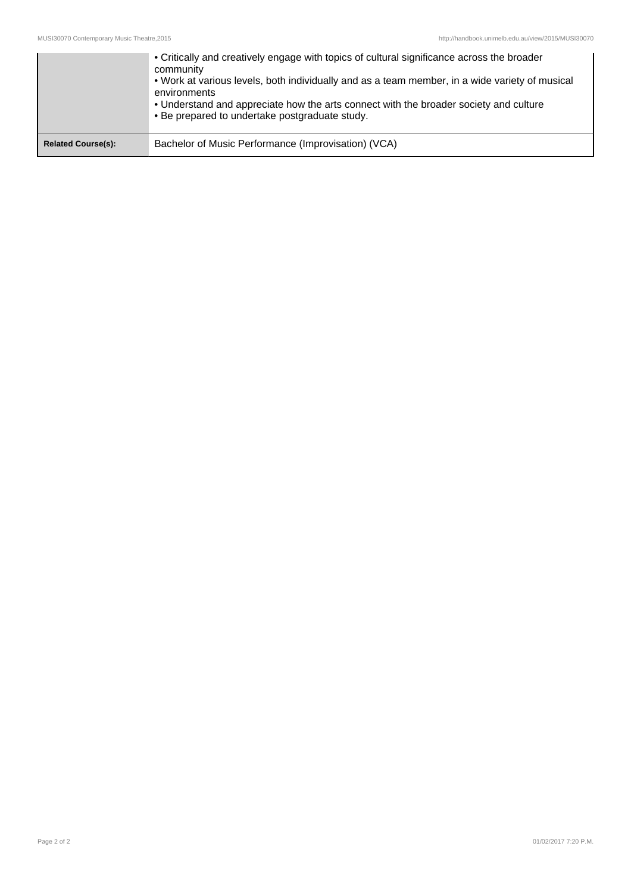| | |
|---|---|
| | • Critically and creatively engage with topics of cultural significance across the broader community<br>• Work at various levels, both individually and as a team member, in a wide variety of musical environments<br>• Understand and appreciate how the arts connect with the broader society and culture<br>• Be prepared to undertake postgraduate study. |
| **Related Course(s):** | Bachelor of Music Performance (Improvisation) (VCA) |